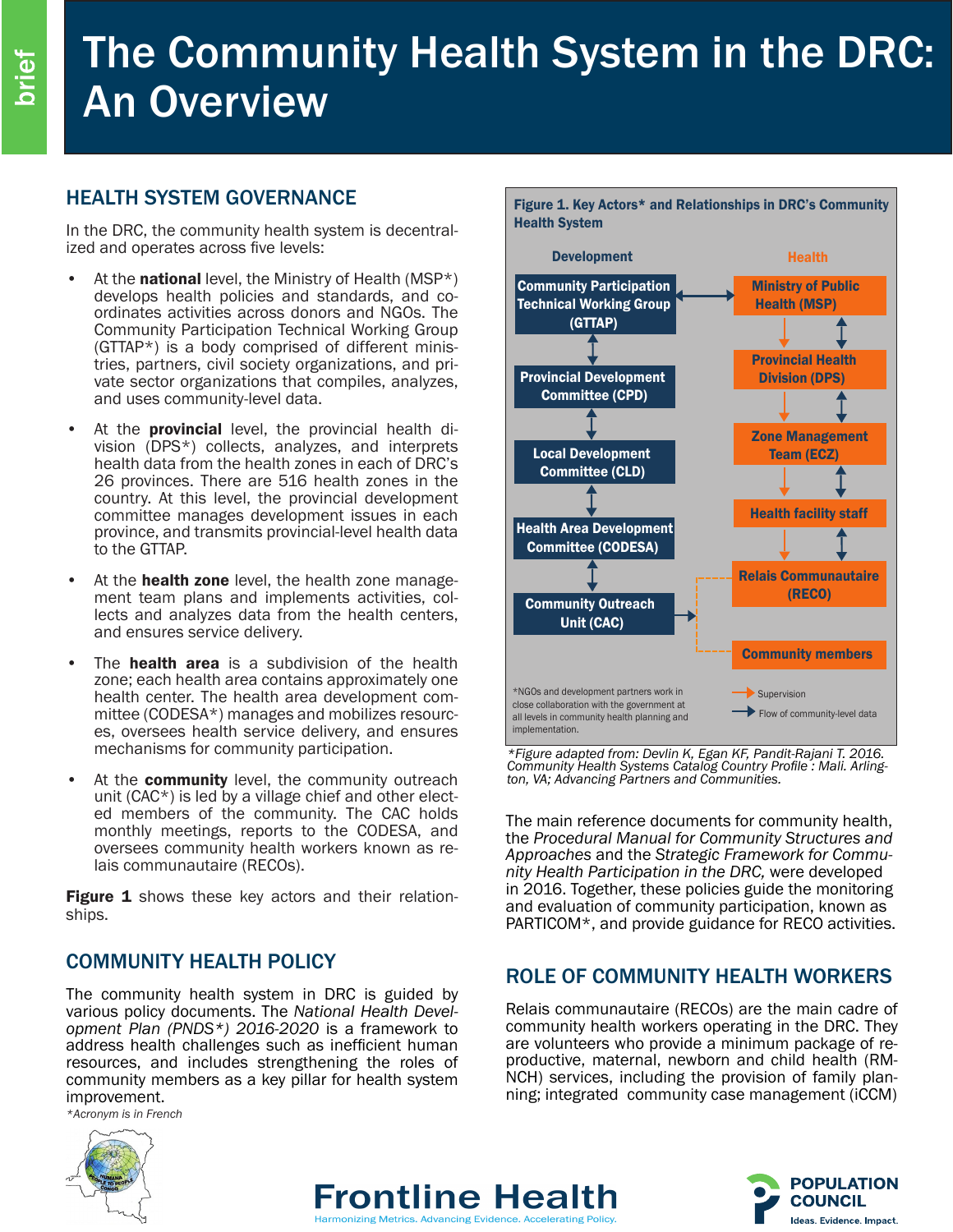# The Community Health System in the DRC: An Overview

## HEALTH SYSTEM GOVERNANCE

In the DRC, the community health system is decentralized and operates across five levels:

- At the **national** level, the Ministry of Health (MSP*) develops health policies and standards, and coordinates activities across donors and NGOs. The Community Participation Technical Working Group (GTTAP*) is a body comprised of different ministries, partners, civil society organizations, and private sector organizations that compiles, analyzes, and uses community-level data.
- At the **provincial** level, the provincial health division (DPS*) collects, analyzes, and interprets health data from the health zones in each of DRC's 26 provinces. There are 516 health zones in the country. At this level, the provincial development committee manages development issues in each province, and transmits provincial-level health data to the GTTAP.
- At the **health zone** level, the health zone management team plans and implements activities, collects and analyzes data from the health centers, and ensures service delivery.
- The **health area** is a subdivision of the health zone; each health area contains approximately one health center. The health area development committee (CODESA*) manages and mobilizes resources, oversees health service delivery, and ensures mechanisms for community participation.
- At the **community** level, the community outreach unit (CAC*) is led by a village chief and other elected members of the community. The CAC holds monthly meetings, reports to the CODESA, and oversees community health workers known as relais communautaire (RECOs).

**Figure 1** shows these key actors and their relationships.

## COMMUNITY HEALTH POLICY

The community health system in DRC is guided by various policy documents. The *National Health Development Plan (PNDS*) 2016-2020* is a framework to address health challenges such as inefficient human resources, and includes strengthening the roles of community members as a key pillar for health system improvement.

*Acronym is in French

**Figure 1. Key Actors* and Relationships in DRC's Community Health System**

| Development | Health |
| --- | --- |
| Community Participation Technical Working Group (GTTAP) | Ministry of Public Health (MSP) |
| Provincial Development Committee (CPD) | Provincial Health Division (DPS) |
| Local Development Committee (CLD) | Zone Management Team (ECZ) |
| Health Area Development Committee (CODESA) | Health facility staff |
| Community Outreach Unit (CAC) | Relais Communautaire (RECO) |
| | Community members |

*NGOs and development partners work in close collaboration with the government at all levels in community health planning and implementation.

Legend: Supervision; Flow of community-level data

*Figure adapted from: Devlin K, Egan KF, Pandit-Rajani T. 2016. Community Health Systems Catalog Country Profile : Mali. Arlington, VA; Advancing Partners and Communities.*

The main reference documents for community health, the *Procedural Manual for Community Structures and Approaches* and the *Strategic Framework for Community Health Participation in the DRC,* were developed in 2016. Together, these policies guide the monitoring and evaluation of community participation, known as PARTICOM*, and provide guidance for RECO activities.

## ROLE OF COMMUNITY HEALTH WORKERS

Relais communautaire (RECOs) are the main cadre of community health workers operating in the DRC. They are volunteers who provide a minimum package of reproductive, maternal, newborn and child health (RMNCH) services, including the provision of family planning; integrated community case management (iCCM)

Frontline Health — Harmonizing Metrics. Advancing Evidence. Accelerating Policy.

POPULATION COUNCIL — Ideas. Evidence. Impact.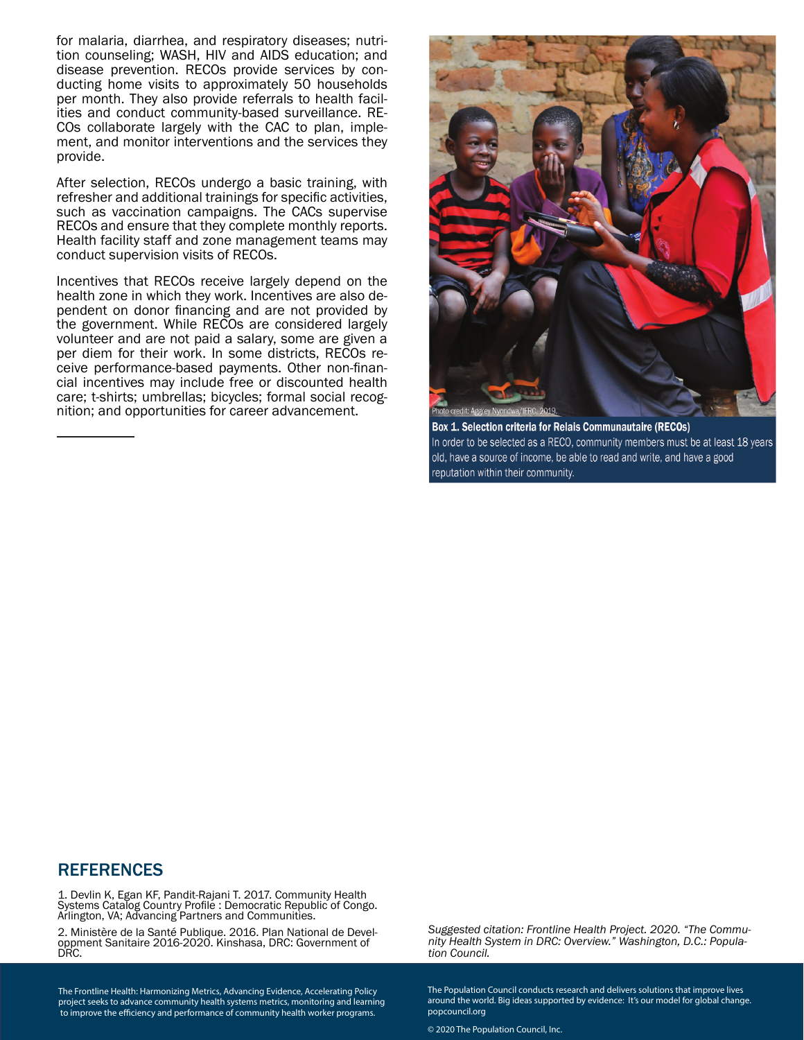for malaria, diarrhea, and respiratory diseases; nutrition counseling; WASH, HIV and AIDS education; and disease prevention. RECOs provide services by conducting home visits to approximately 50 households per month. They also provide referrals to health facilities and conduct community-based surveillance. RECOs collaborate largely with the CAC to plan, implement, and monitor interventions and the services they provide.

After selection, RECOs undergo a basic training, with refresher and additional trainings for specific activities, such as vaccination campaigns. The CACs supervise RECOs and ensure that they complete monthly reports. Health facility staff and zone management teams may conduct supervision visits of RECOs.

Incentives that RECOs receive largely depend on the health zone in which they work. Incentives are also dependent on donor financing and are not provided by the government. While RECOs are considered largely volunteer and are not paid a salary, some are given a per diem for their work. In some districts, RECOs receive performance-based payments. Other non-financial incentives may include free or discounted health care; t-shirts; umbrellas; bicycles; formal social recognition; and opportunities for career advancement.

Photo credit: Aggrey Nyondwa/IFRC, 2019.

**Box 1. Selection criteria for Relais Communautaire (RECOs)**

In order to be selected as a RECO, community members must be at least 18 years old, have a source of income, be able to read and write, and have a good reputation within their community.

## REFERENCES

1. Devlin K, Egan KF, Pandit-Rajani T. 2017. Community Health Systems Catalog Country Profile : Democratic Republic of Congo. Arlington, VA; Advancing Partners and Communities.

2. Ministère de la Santé Publique. 2016. Plan National de Developpment Sanitaire 2016-2020. Kinshasa, DRC: Government of DRC.

*Suggested citation: Frontline Health Project. 2020. "The Community Health System in DRC: Overview." Washington, D.C.: Population Council.*

The Frontline Health: Harmonizing Metrics, Advancing Evidence, Accelerating Policy project seeks to advance community health systems metrics, monitoring and learning to improve the efficiency and performance of community health worker programs.

The Population Council conducts research and delivers solutions that improve lives around the world. Big ideas supported by evidence: It's our model for global change. popcouncil.org

© 2020 The Population Council, Inc.